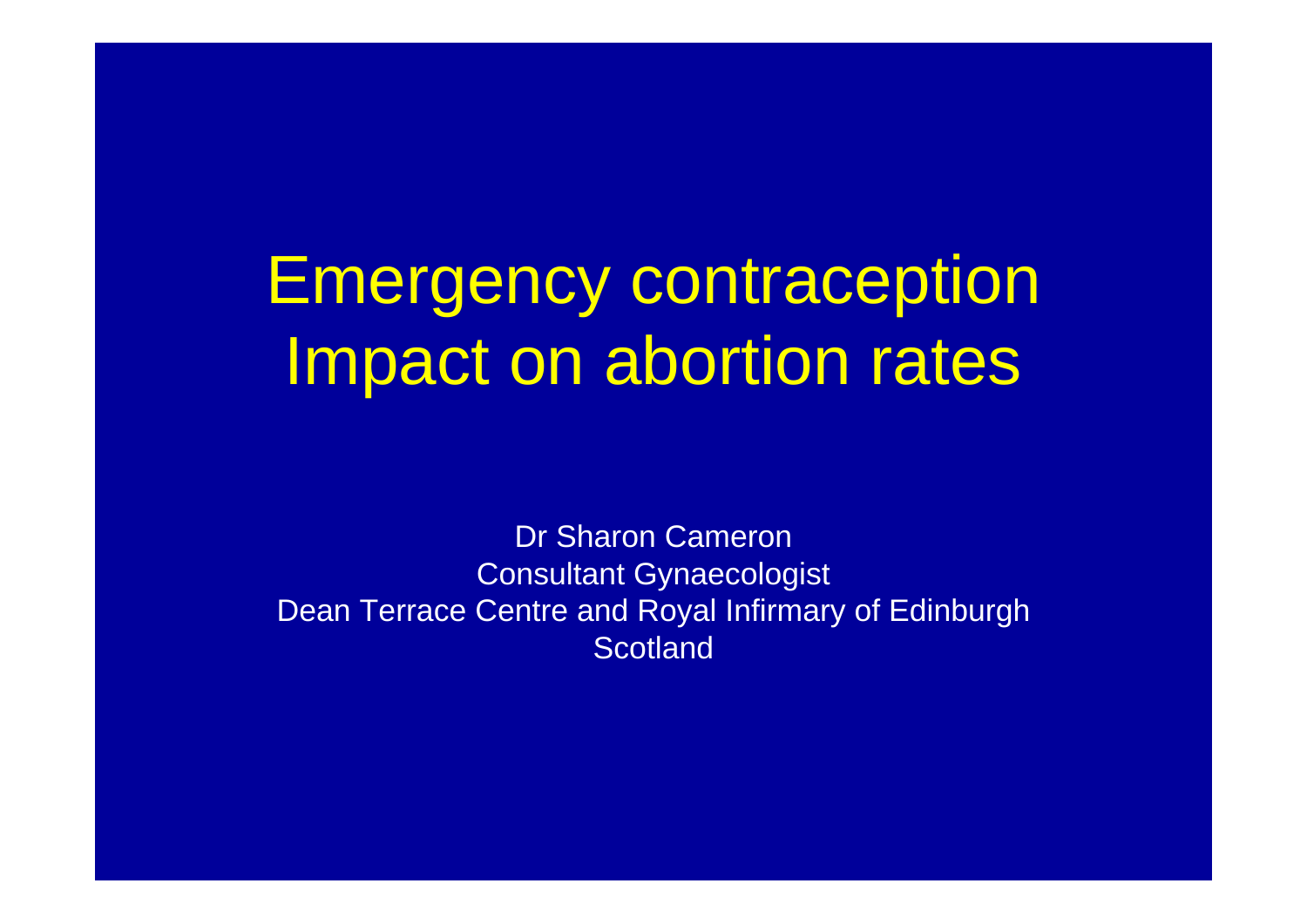# Emergency contraception Impact on abortion rates

Dr Sharon Cameron
Consultant Gynaecologist
Dean Terrace Centre and Royal Infirmary of Edinburgh
Scotland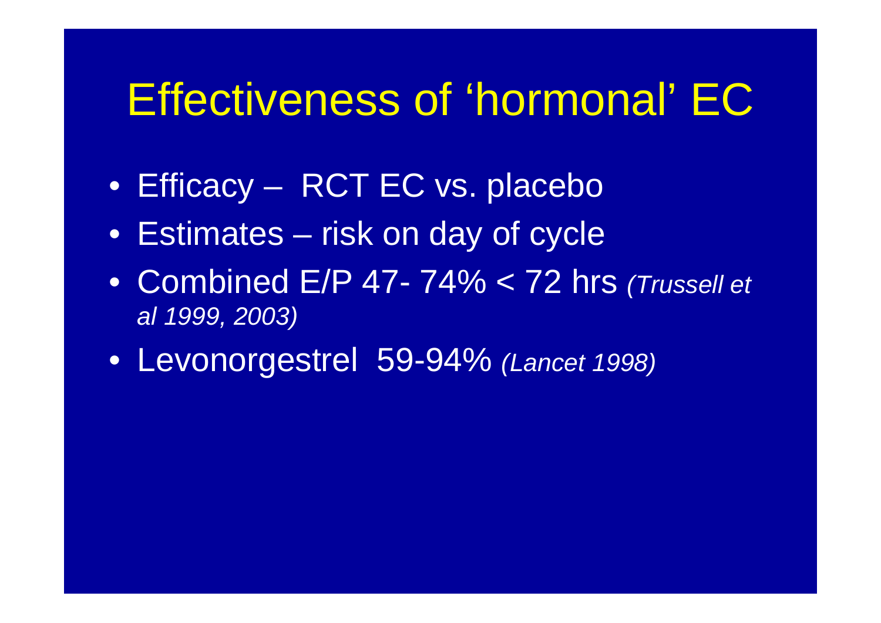# Effectiveness of 'hormonal' EC

- Efficacy – RCT EC vs. placebo
- Estimates – risk on day of cycle
- Combined E/P 47- 74% < 72 hrs *(Trussell et al 1999, 2003)*
- Levonorgestrel 59-94% *(Lancet 1998)*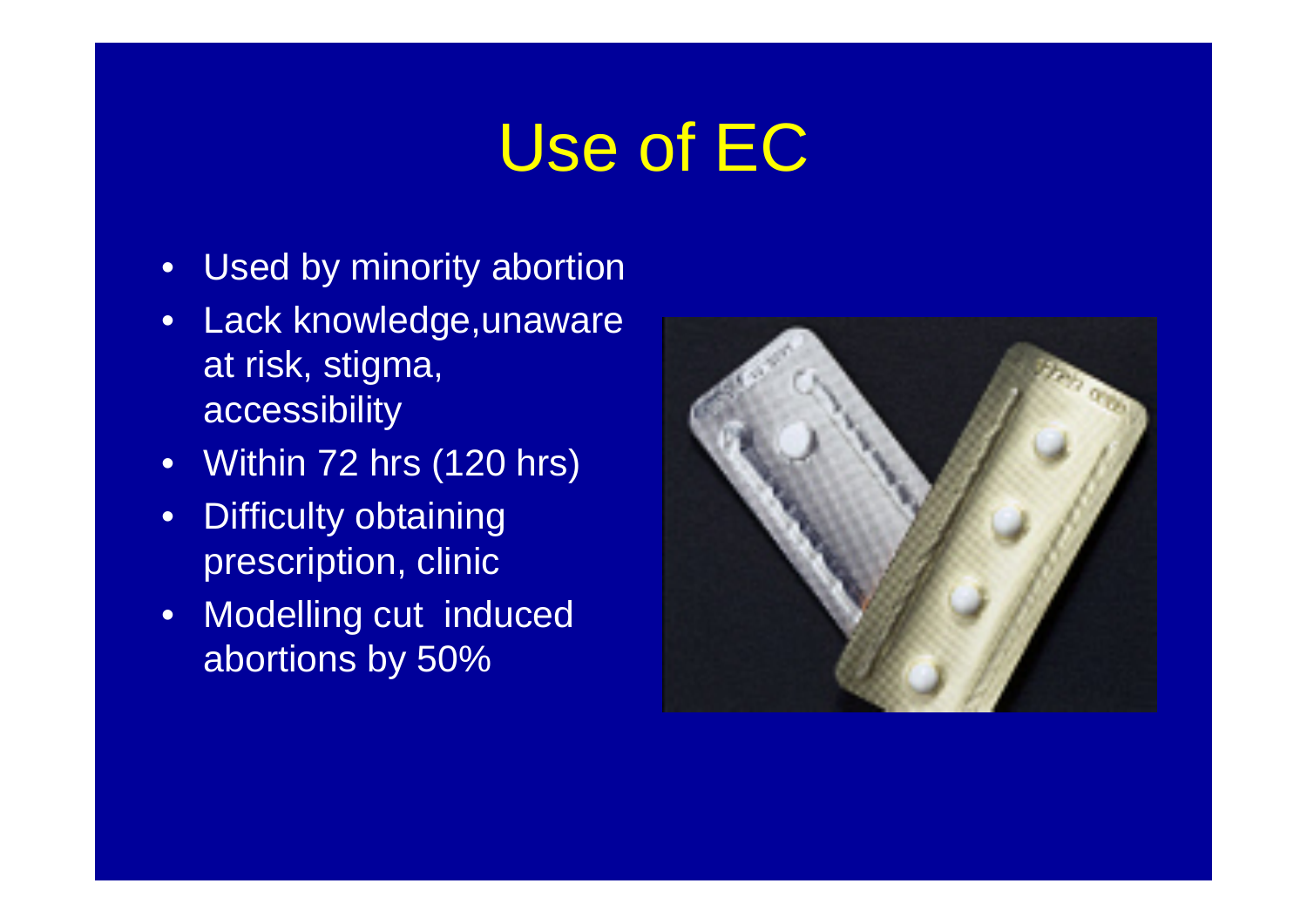# Use of EC

- Used by minority abortion
- Lack knowledge,unaware at risk, stigma, accessibility
- Within 72 hrs (120 hrs)
- Difficulty obtaining prescription, clinic
- Modelling cut induced abortions by 50%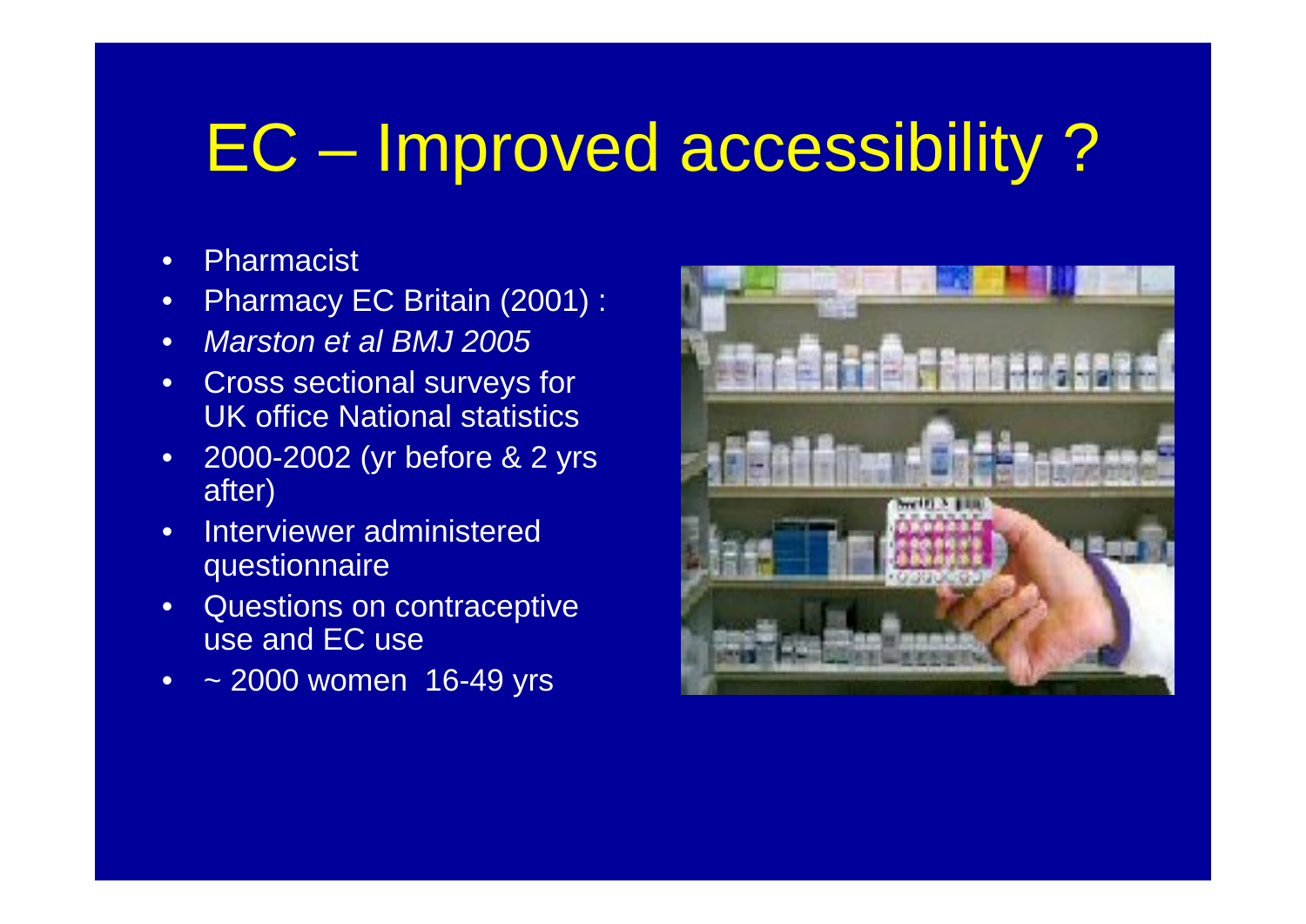# EC – Improved accessibility ?

- Pharmacist
- Pharmacy EC Britain (2001) :
- *Marston et al BMJ 2005*
- Cross sectional surveys for UK office National statistics
- 2000-2002 (yr before & 2 yrs after)
- Interviewer administered questionnaire
- Questions on contraceptive use and EC use
- ~ 2000 women 16-49 yrs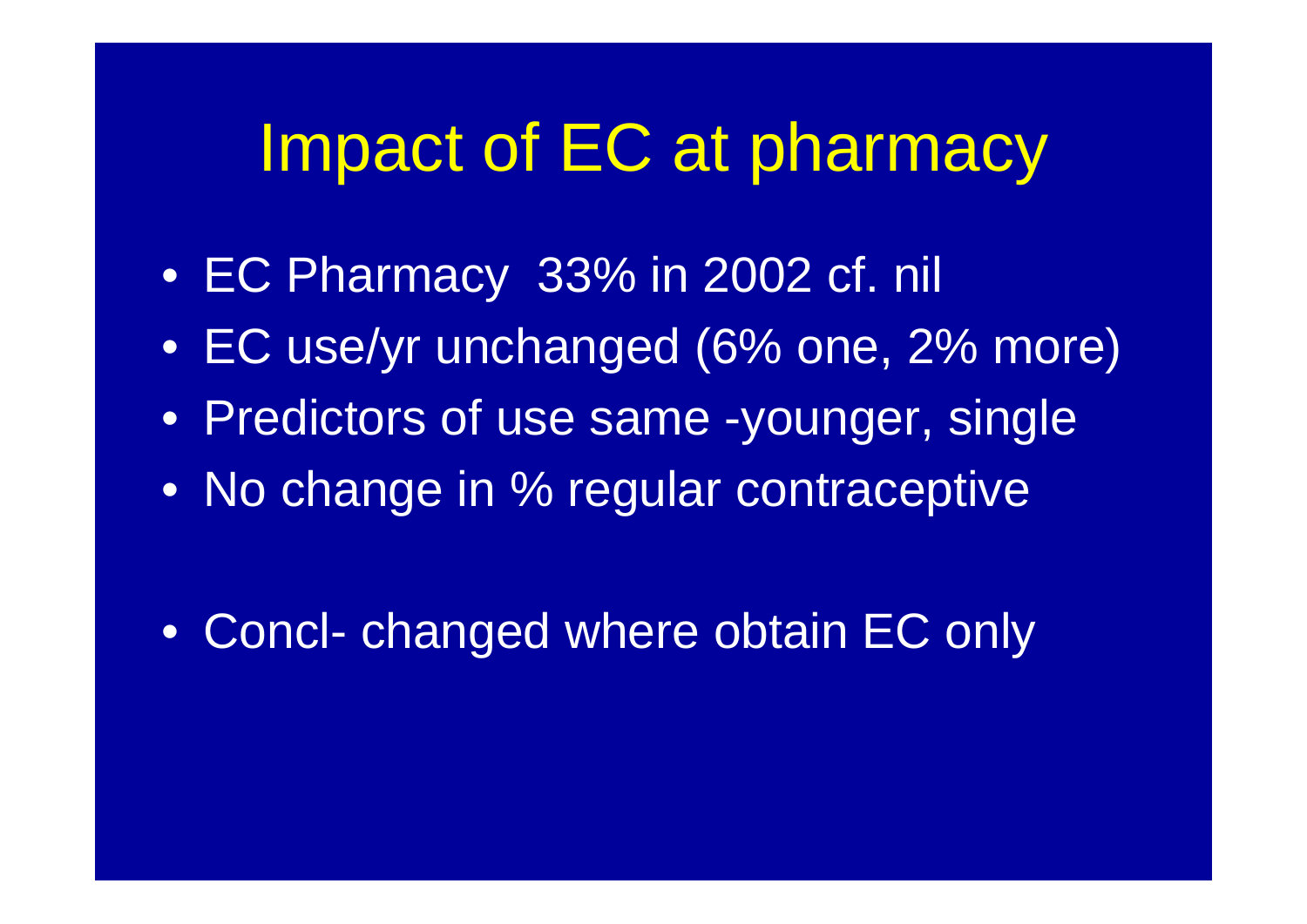# Impact of EC at pharmacy

- EC Pharmacy 33% in 2002 cf. nil
- EC use/yr unchanged (6% one, 2% more)
- Predictors of use same -younger, single
- No change in % regular contraceptive

- Concl- changed where obtain EC only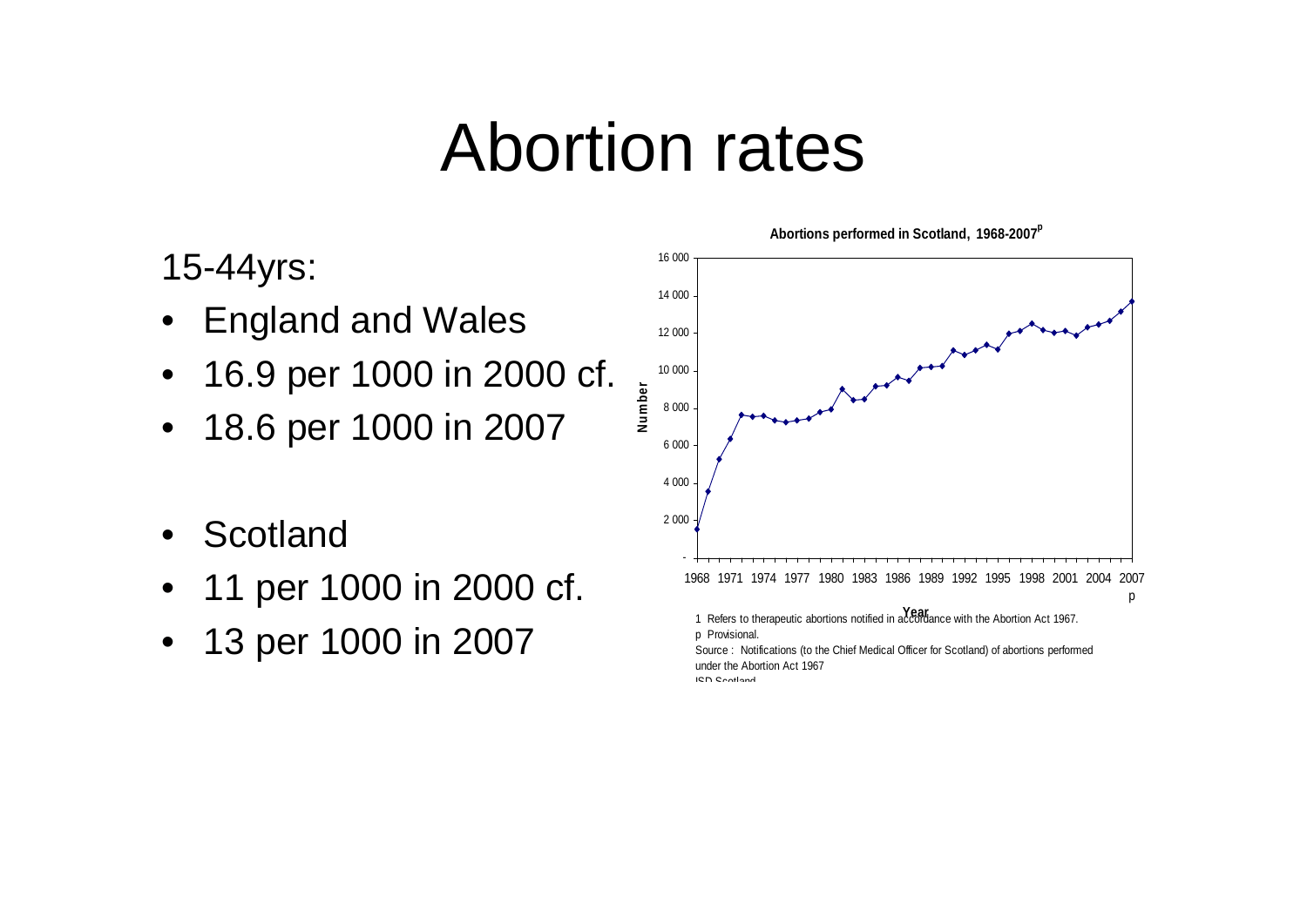# Abortion rates

15-44yrs:

- England and Wales
- 16.9 per 1000 in 2000 cf.
- 18.6 per 1000 in 2007

- Scotland
- 11 per 1000 in 2000 cf.
- 13 per 1000 in 2007

**Abortions performed in Scotland, 1968-2007[p]**

1 Refers to therapeutic abortions notified in accordance with the Abortion Act 1967.

p Provisional.

Source : Notifications (to the Chief Medical Officer for Scotland) of abortions performed under the Abortion Act 1967

ISD Scotland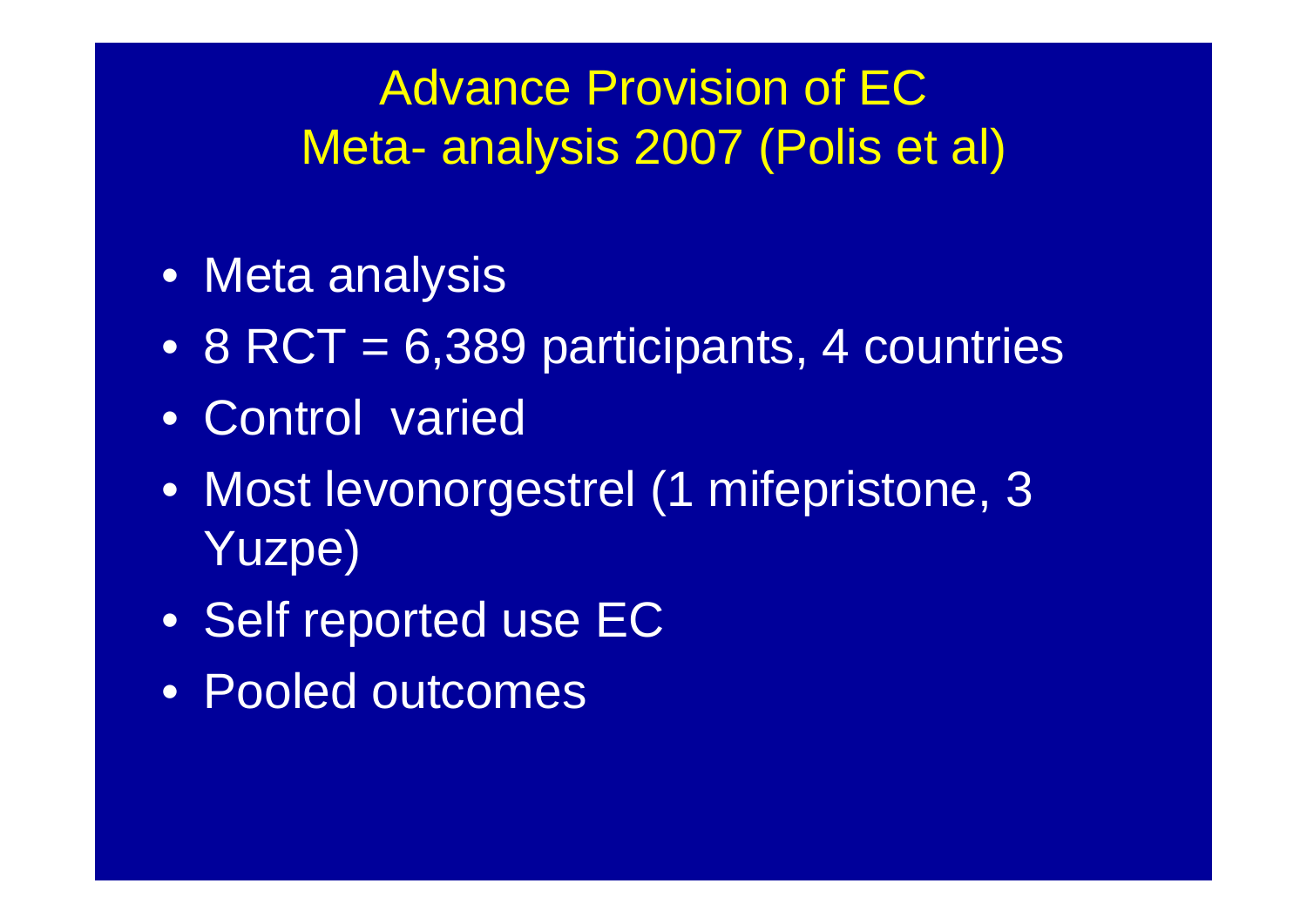# Advance Provision of EC
# Meta- analysis 2007 (Polis et al)

- Meta analysis
- 8 RCT = 6,389 participants, 4 countries
- Control varied
- Most levonorgestrel (1 mifepristone, 3 Yuzpe)
- Self reported use EC
- Pooled outcomes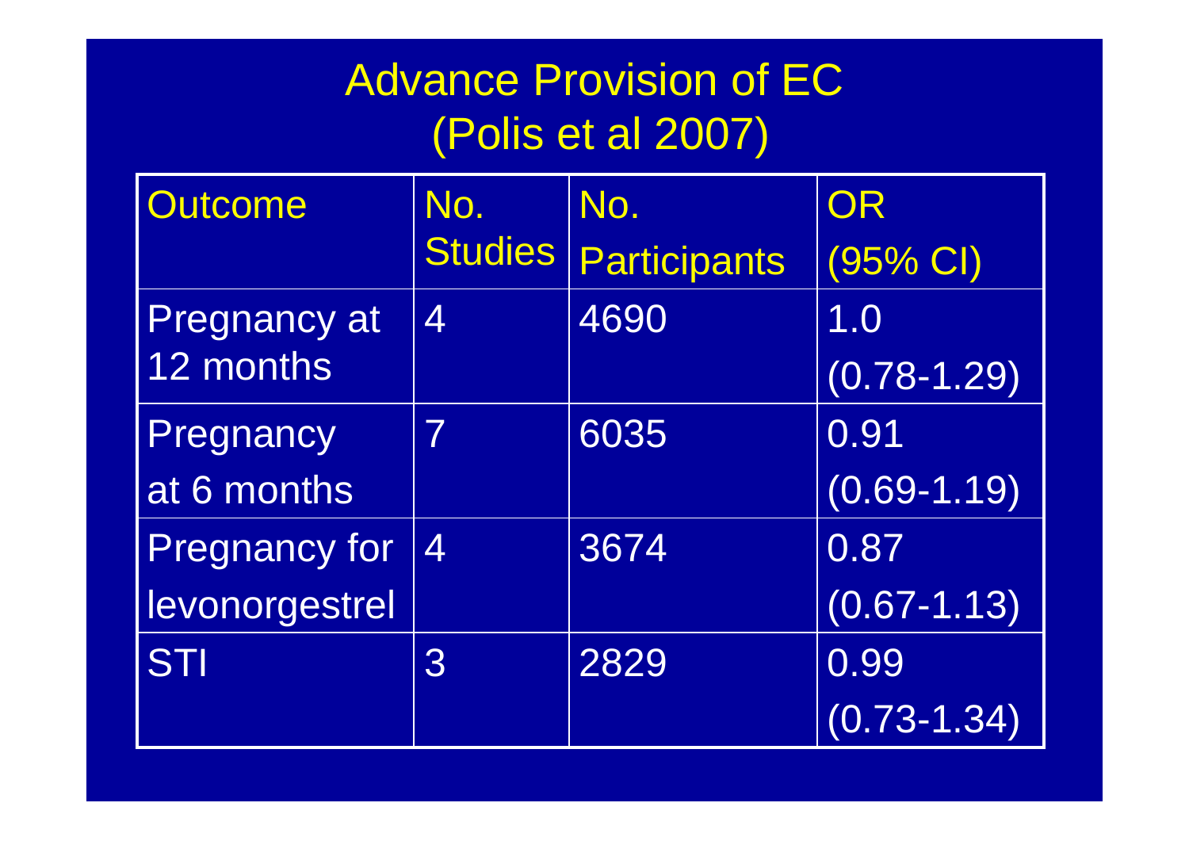# Advance Provision of EC
## (Polis et al 2007)

| Outcome | No. Studies | No. Participants | OR (95% CI) |
|---|---|---|---|
| Pregnancy at 12 months | 4 | 4690 | 1.0 (0.78-1.29) |
| Pregnancy at 6 months | 7 | 6035 | 0.91 (0.69-1.19) |
| Pregnancy for levonorgestrel | 4 | 3674 | 0.87 (0.67-1.13) |
| STI | 3 | 2829 | 0.99 (0.73-1.34) |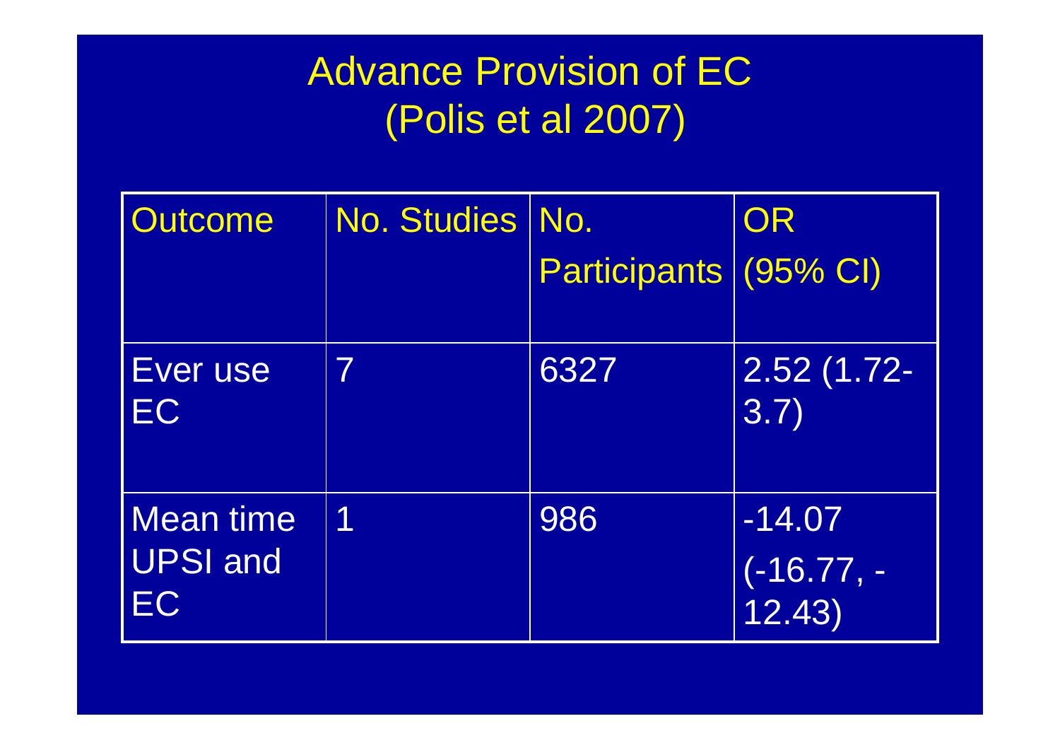# Advance Provision of EC (Polis et al 2007)

| Outcome | No. Studies | No. Participants | OR (95% CI) |
|---|---|---|---|
| Ever use EC | 7 | 6327 | 2.52 (1.72-3.7) |
| Mean time UPSI and EC | 1 | 986 | -14.07 (-16.77, -12.43) |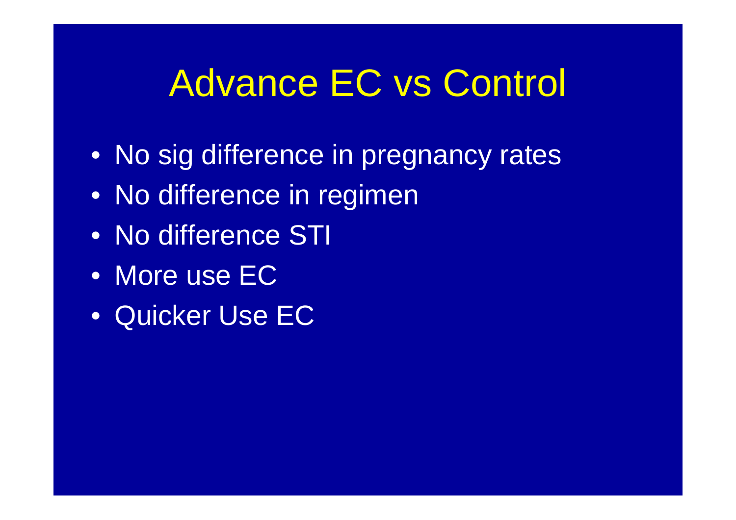# Advance EC vs Control

- No sig difference in pregnancy rates
- No difference in regimen
- No difference STI
- More use EC
- Quicker Use EC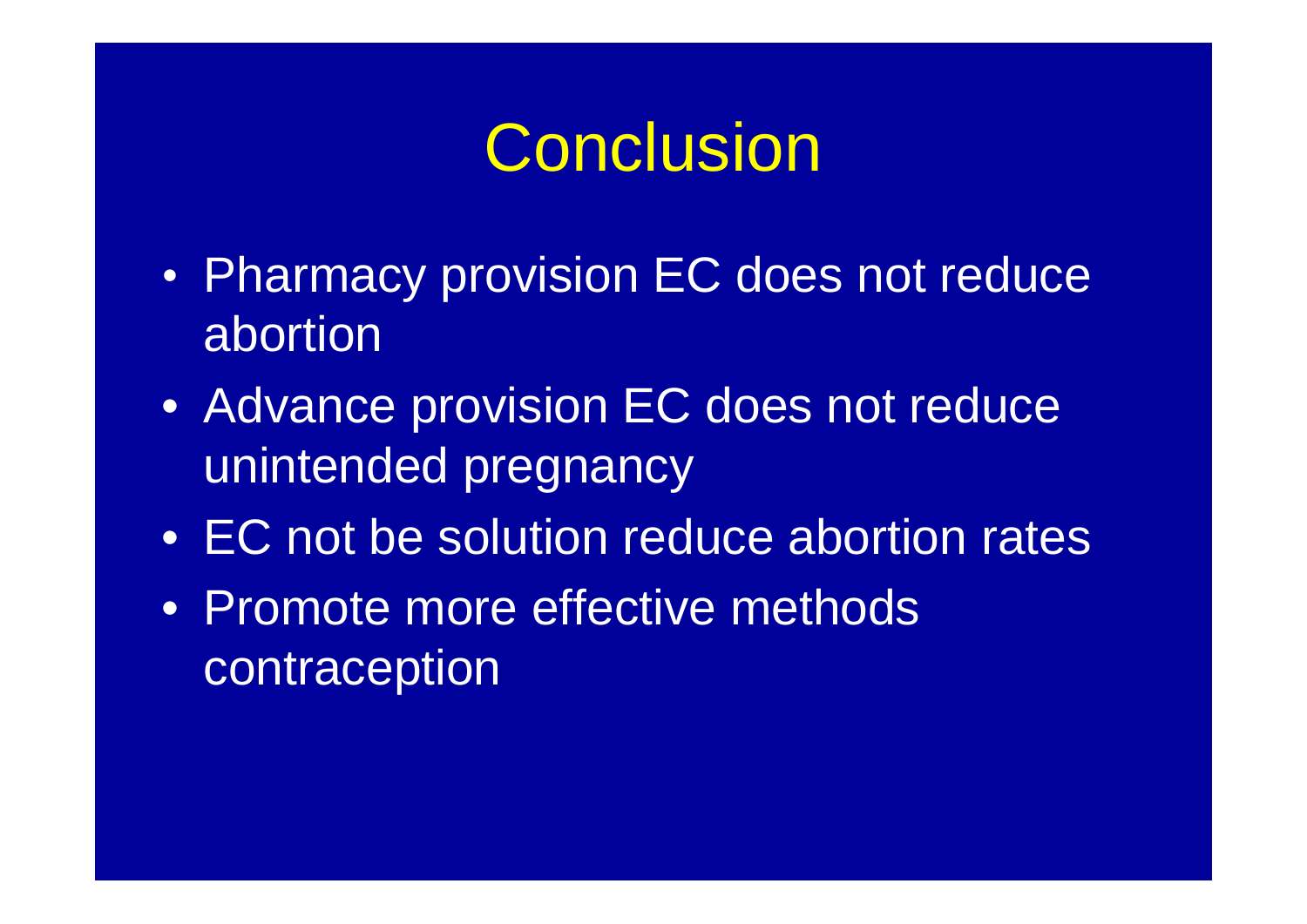# Conclusion

- Pharmacy provision EC does not reduce abortion
- Advance provision EC does not reduce unintended pregnancy
- EC not be solution reduce abortion rates
- Promote more effective methods contraception